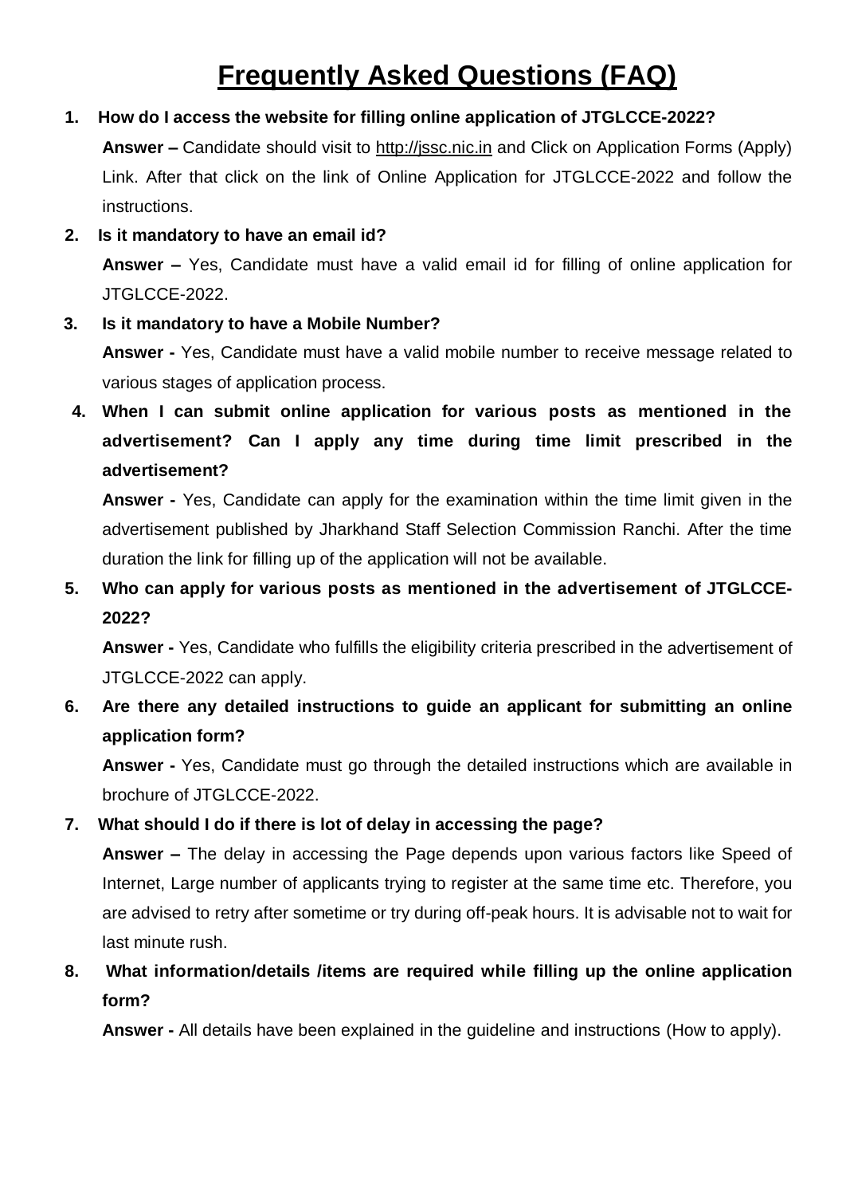# Frequently Asked Questions (FAQ)

1. **How do I access the website for filling online application of JTGLCCE-2022?**

   **Answer –** Candidate should visit to http://jssc.nic.in and Click on Application Forms (Apply) Link. After that click on the link of Online Application for JTGLCCE-2022 and follow the instructions.

2. **Is it mandatory to have an email id?**

   **Answer –** Yes, Candidate must have a valid email id for filling of online application for JTGLCCE-2022.

3. **Is it mandatory to have a Mobile Number?**

   **Answer -** Yes, Candidate must have a valid mobile number to receive message related to various stages of application process.

4. **When I can submit online application for various posts as mentioned in the advertisement? Can I apply any time during time limit prescribed in the advertisement?**

   **Answer -** Yes, Candidate can apply for the examination within the time limit given in the advertisement published by Jharkhand Staff Selection Commission Ranchi. After the time duration the link for filling up of the application will not be available.

5. **Who can apply for various posts as mentioned in the advertisement of JTGLCCE-2022?**

   **Answer -** Yes, Candidate who fulfills the eligibility criteria prescribed in the advertisement of JTGLCCE-2022 can apply.

6. **Are there any detailed instructions to guide an applicant for submitting an online application form?**

   **Answer -** Yes, Candidate must go through the detailed instructions which are available in brochure of JTGLCCE-2022.

7. **What should I do if there is lot of delay in accessing the page?**

   **Answer –** The delay in accessing the Page depends upon various factors like Speed of Internet, Large number of applicants trying to register at the same time etc. Therefore, you are advised to retry after sometime or try during off-peak hours. It is advisable not to wait for last minute rush.

8. **What information/details /items are required while filling up the online application form?**

   **Answer -** All details have been explained in the guideline and instructions (How to apply).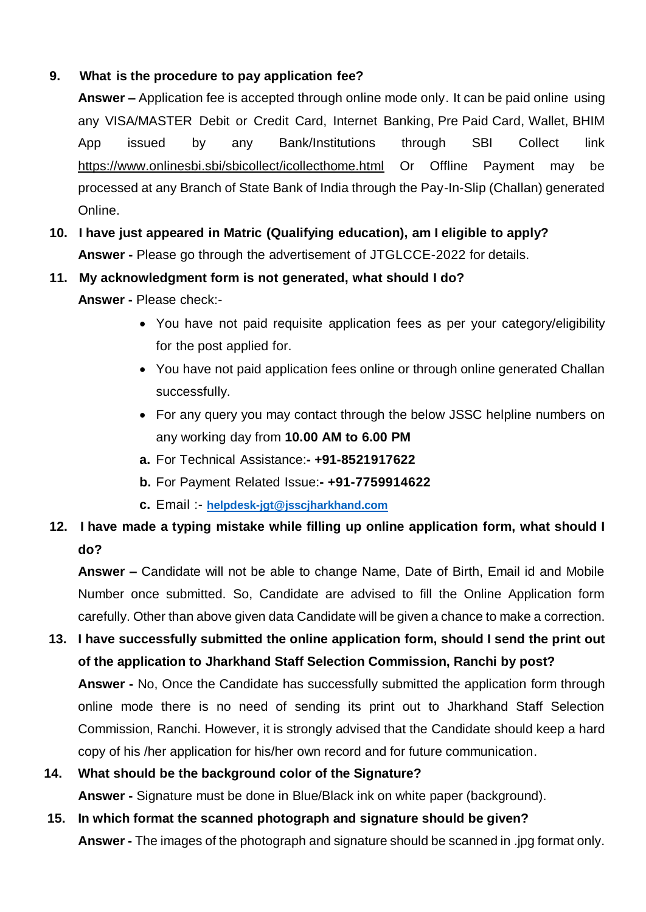**9. What is the procedure to pay application fee?**

**Answer –** Application fee is accepted through online mode only. It can be paid online using any VISA/MASTER Debit or Credit Card, Internet Banking, Pre Paid Card, Wallet, BHIM App issued by any Bank/Institutions through SBI Collect link https://www.onlinesbi.sbi/sbicollect/icollecthome.html Or Offline Payment may be processed at any Branch of State Bank of India through the Pay-In-Slip (Challan) generated Online.

**10. I have just appeared in Matric (Qualifying education), am I eligible to apply?**

**Answer -** Please go through the advertisement of JTGLCCE-2022 for details.

**11. My acknowledgment form is not generated, what should I do?**

**Answer -** Please check:-

- You have not paid requisite application fees as per your category/eligibility for the post applied for.
- You have not paid application fees online or through online generated Challan successfully.
- For any query you may contact through the below JSSC helpline numbers on any working day from **10.00 AM to 6.00 PM**

**a.** For Technical Assistance:**- +91-8521917622**

**b.** For Payment Related Issue:**- +91-7759914622**

**c.** Email :- **helpdesk-jgt@jsscjharkhand.com**

**12. I have made a typing mistake while filling up online application form, what should I do?**

**Answer –** Candidate will not be able to change Name, Date of Birth, Email id and Mobile Number once submitted. So, Candidate are advised to fill the Online Application form carefully. Other than above given data Candidate will be given a chance to make a correction.

**13. I have successfully submitted the online application form, should I send the print out of the application to Jharkhand Staff Selection Commission, Ranchi by post?**

**Answer -** No, Once the Candidate has successfully submitted the application form through online mode there is no need of sending its print out to Jharkhand Staff Selection Commission, Ranchi. However, it is strongly advised that the Candidate should keep a hard copy of his /her application for his/her own record and for future communication.

**14. What should be the background color of the Signature?**

**Answer -** Signature must be done in Blue/Black ink on white paper (background).

**15. In which format the scanned photograph and signature should be given?**

**Answer -** The images of the photograph and signature should be scanned in .jpg format only.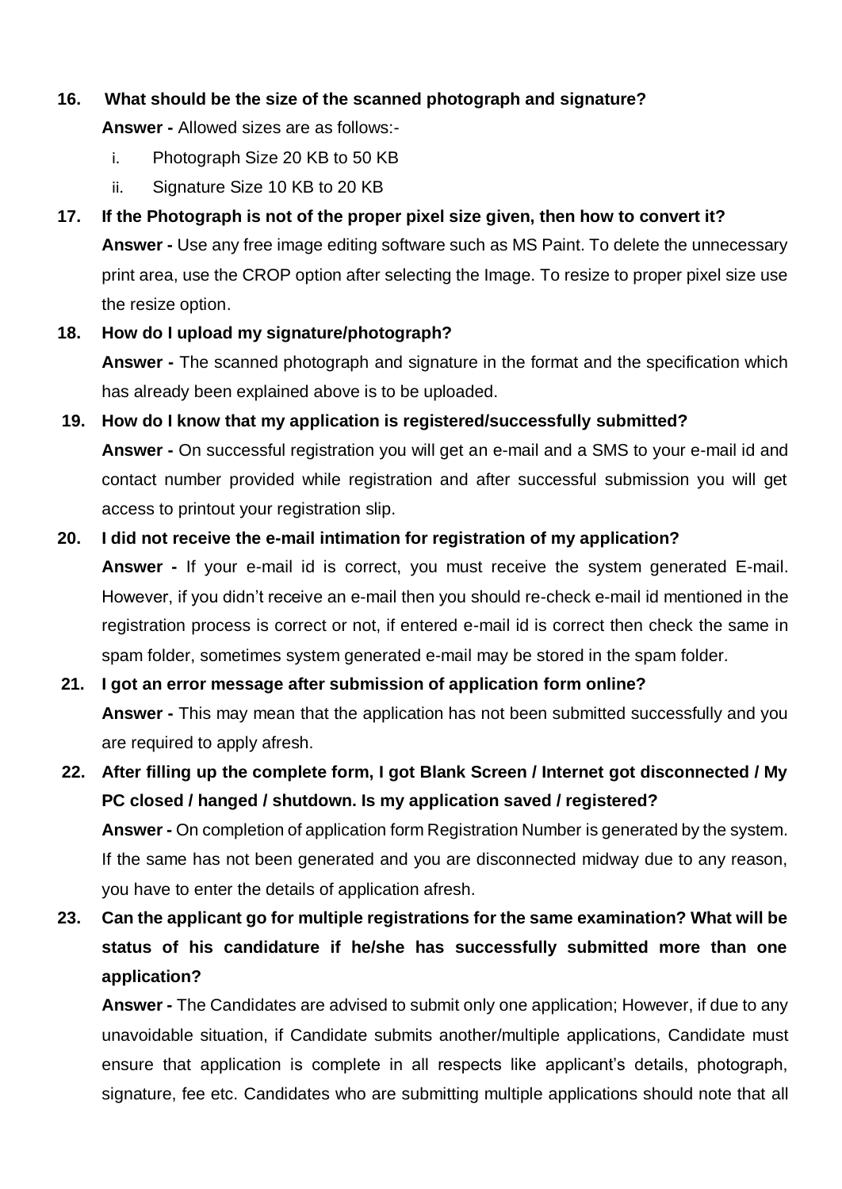**16. What should be the size of the scanned photograph and signature?**

**Answer -** Allowed sizes are as follows:-

i. Photograph Size 20 KB to 50 KB
ii. Signature Size 10 KB to 20 KB

**17. If the Photograph is not of the proper pixel size given, then how to convert it?**

**Answer -** Use any free image editing software such as MS Paint. To delete the unnecessary print area, use the CROP option after selecting the Image. To resize to proper pixel size use the resize option.

**18. How do I upload my signature/photograph?**

**Answer -** The scanned photograph and signature in the format and the specification which has already been explained above is to be uploaded.

**19. How do I know that my application is registered/successfully submitted?**

**Answer -** On successful registration you will get an e-mail and a SMS to your e-mail id and contact number provided while registration and after successful submission you will get access to printout your registration slip.

**20. I did not receive the e-mail intimation for registration of my application?**

**Answer -** If your e-mail id is correct, you must receive the system generated E-mail. However, if you didn't receive an e-mail then you should re-check e-mail id mentioned in the registration process is correct or not, if entered e-mail id is correct then check the same in spam folder, sometimes system generated e-mail may be stored in the spam folder.

**21. I got an error message after submission of application form online?**

**Answer -** This may mean that the application has not been submitted successfully and you are required to apply afresh.

**22. After filling up the complete form, I got Blank Screen / Internet got disconnected / My PC closed / hanged / shutdown. Is my application saved / registered?**

**Answer -** On completion of application form Registration Number is generated by the system. If the same has not been generated and you are disconnected midway due to any reason, you have to enter the details of application afresh.

**23. Can the applicant go for multiple registrations for the same examination? What will be status of his candidature if he/she has successfully submitted more than one application?**

**Answer -** The Candidates are advised to submit only one application; However, if due to any unavoidable situation, if Candidate submits another/multiple applications, Candidate must ensure that application is complete in all respects like applicant's details, photograph, signature, fee etc. Candidates who are submitting multiple applications should note that all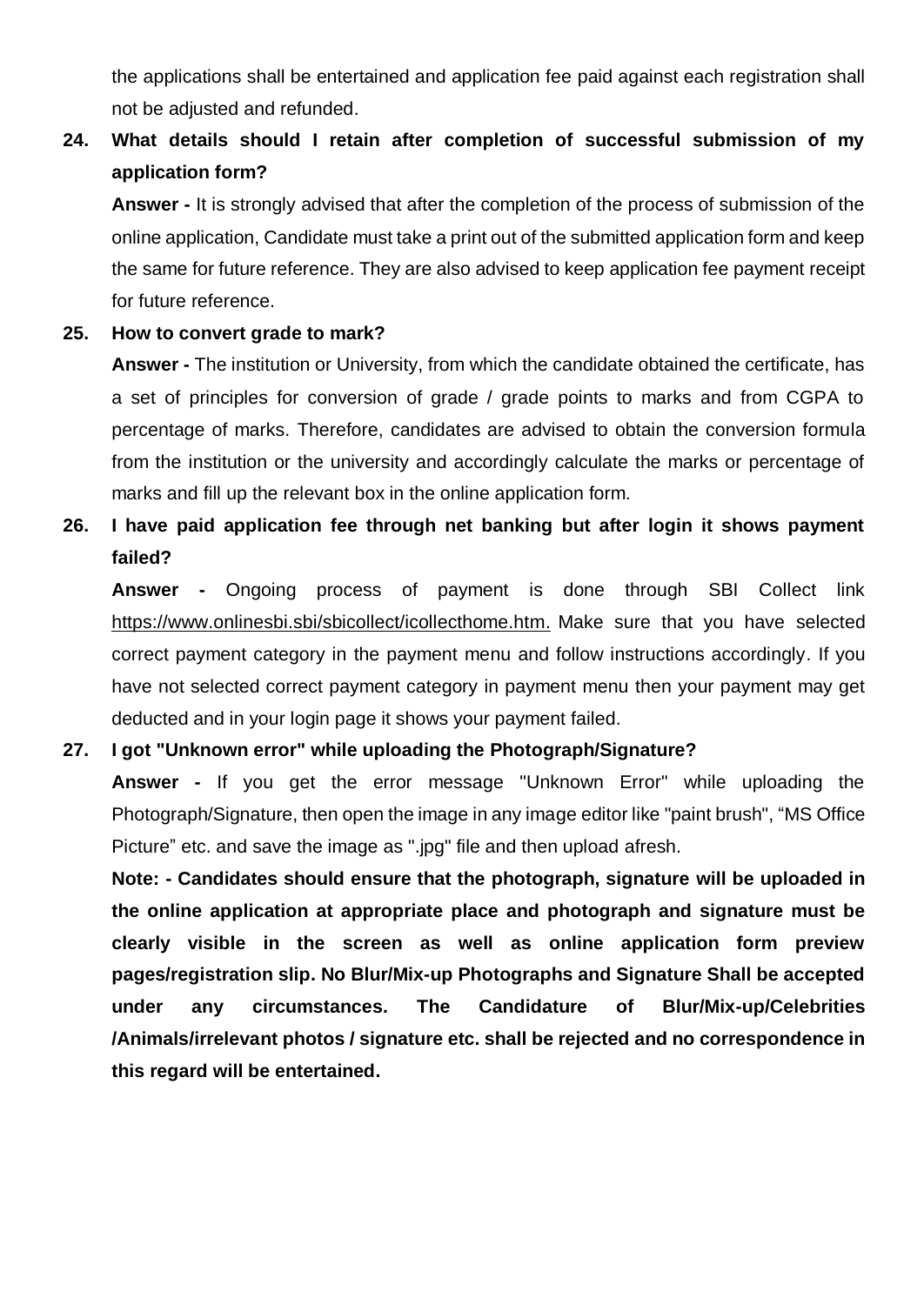the applications shall be entertained and application fee paid against each registration shall not be adjusted and refunded.

**24. What details should I retain after completion of successful submission of my application form?**

**Answer -** It is strongly advised that after the completion of the process of submission of the online application, Candidate must take a print out of the submitted application form and keep the same for future reference. They are also advised to keep application fee payment receipt for future reference.

**25. How to convert grade to mark?**

**Answer -** The institution or University, from which the candidate obtained the certificate, has a set of principles for conversion of grade / grade points to marks and from CGPA to percentage of marks. Therefore, candidates are advised to obtain the conversion formula from the institution or the university and accordingly calculate the marks or percentage of marks and fill up the relevant box in the online application form.

**26. I have paid application fee through net banking but after login it shows payment failed?**

**Answer -** Ongoing process of payment is done through SBI Collect link https://www.onlinesbi.sbi/sbicollect/icollecthome.htm. Make sure that you have selected correct payment category in the payment menu and follow instructions accordingly. If you have not selected correct payment category in payment menu then your payment may get deducted and in your login page it shows your payment failed.

**27. I got "Unknown error" while uploading the Photograph/Signature?**

**Answer -** If you get the error message "Unknown Error" while uploading the Photograph/Signature, then open the image in any image editor like "paint brush", "MS Office Picture" etc. and save the image as ".jpg" file and then upload afresh.

**Note: - Candidates should ensure that the photograph, signature will be uploaded in the online application at appropriate place and photograph and signature must be clearly visible in the screen as well as online application form preview pages/registration slip. No Blur/Mix-up Photographs and Signature Shall be accepted under any circumstances. The Candidature of Blur/Mix-up/Celebrities /Animals/irrelevant photos / signature etc. shall be rejected and no correspondence in this regard will be entertained.**